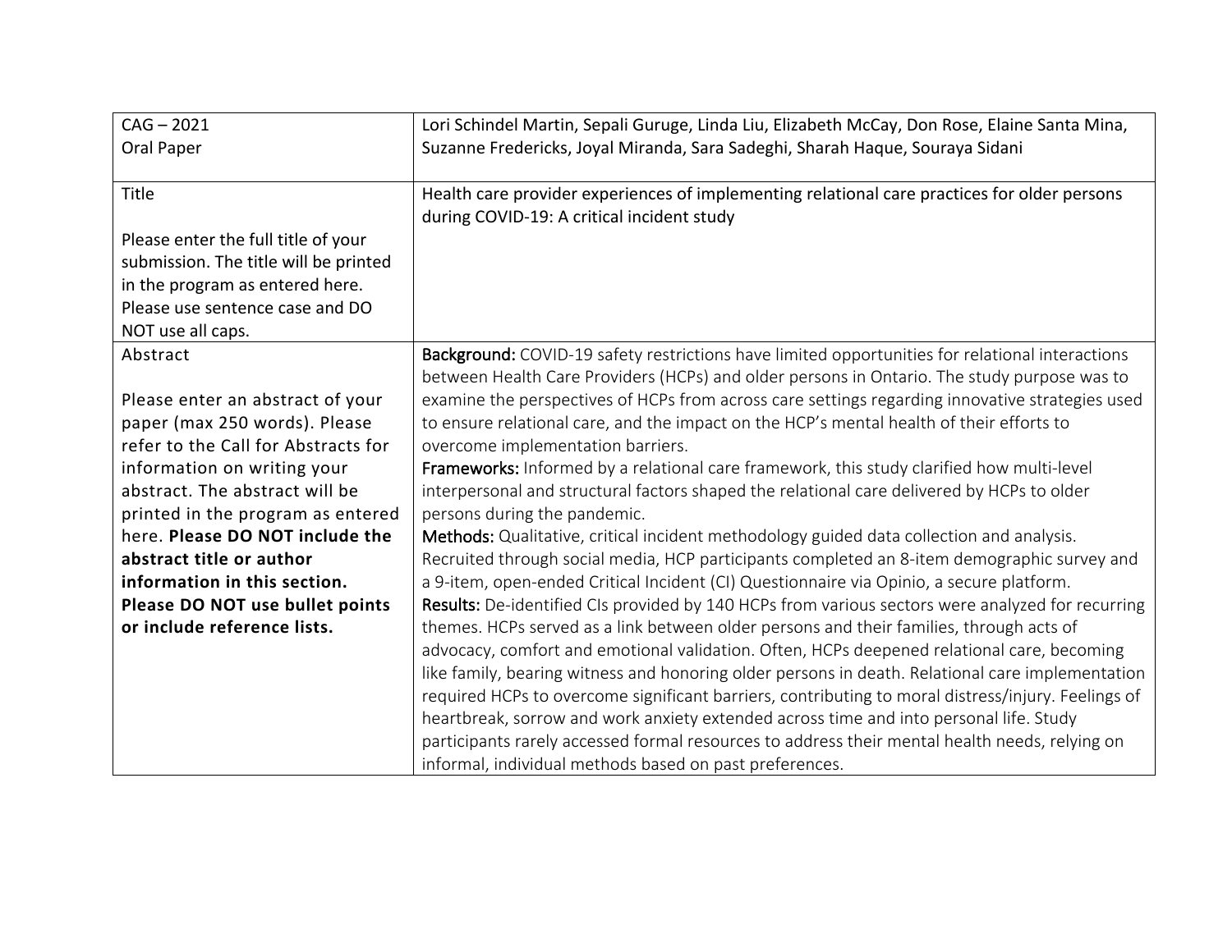| CAG – 2021<br>Oral Paper | Lori Schindel Martin, Sepali Guruge, Linda Liu, Elizabeth McCay, Don Rose, Elaine Santa Mina, Suzanne Fredericks, Joyal Miranda, Sara Sadeghi, Sharah Haque, Souraya Sidani |
|---|---|
| Title<br><br>Please enter the full title of your submission. The title will be printed in the program as entered here. Please use sentence case and DO NOT use all caps. | Health care provider experiences of implementing relational care practices for older persons during COVID-19: A critical incident study |
| Abstract<br><br>Please enter an abstract of your paper (max 250 words). Please refer to the Call for Abstracts for information on writing your abstract. The abstract will be printed in the program as entered here. **Please DO NOT include the abstract title or author information in this section. Please DO NOT use bullet points or include reference lists.** | **Background:** COVID-19 safety restrictions have limited opportunities for relational interactions between Health Care Providers (HCPs) and older persons in Ontario. The study purpose was to examine the perspectives of HCPs from across care settings regarding innovative strategies used to ensure relational care, and the impact on the HCP's mental health of their efforts to overcome implementation barriers.<br>**Frameworks:** Informed by a relational care framework, this study clarified how multi-level interpersonal and structural factors shaped the relational care delivered by HCPs to older persons during the pandemic.<br>**Methods:** Qualitative, critical incident methodology guided data collection and analysis. Recruited through social media, HCP participants completed an 8-item demographic survey and a 9-item, open-ended Critical Incident (CI) Questionnaire via Opinio, a secure platform.<br>**Results:** De-identified CIs provided by 140 HCPs from various sectors were analyzed for recurring themes. HCPs served as a link between older persons and their families, through acts of advocacy, comfort and emotional validation. Often, HCPs deepened relational care, becoming like family, bearing witness and honoring older persons in death. Relational care implementation required HCPs to overcome significant barriers, contributing to moral distress/injury. Feelings of heartbreak, sorrow and work anxiety extended across time and into personal life. Study participants rarely accessed formal resources to address their mental health needs, relying on informal, individual methods based on past preferences. |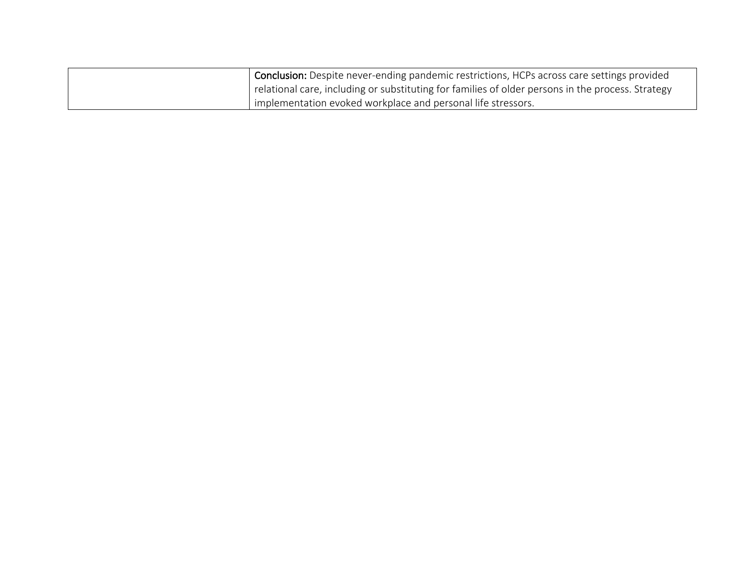| | |
|---|---|
| | **Conclusion:** Despite never-ending pandemic restrictions, HCPs across care settings provided relational care, including or substituting for families of older persons in the process. Strategy implementation evoked workplace and personal life stressors. |